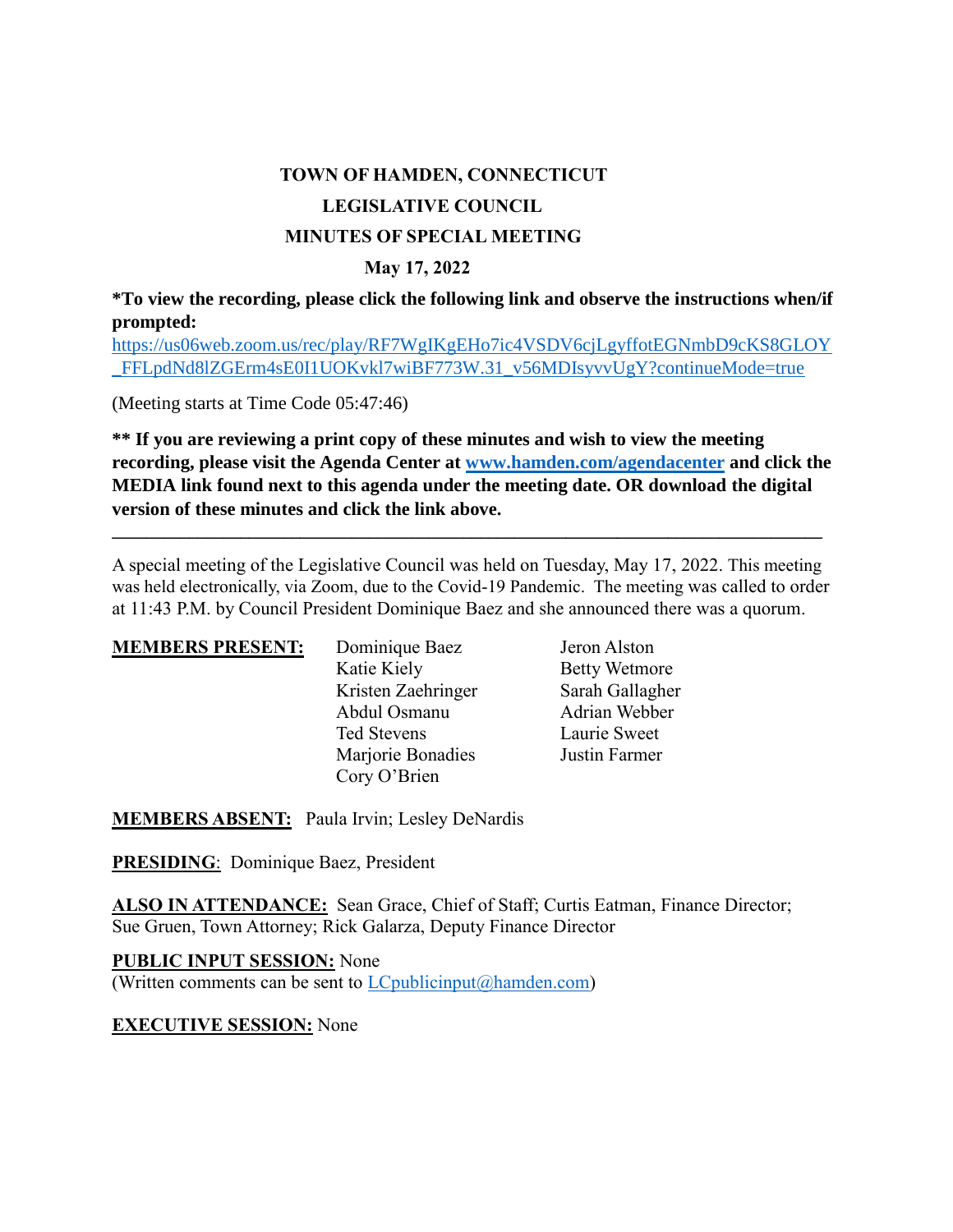# TOWN OF HAMDEN, CONNECTICUT
## LEGISLATIVE COUNCIL
## MINUTES OF SPECIAL MEETING
### May 17, 2022

**\*To view the recording, please click the following link and observe the instructions when/if prompted:**
https://us06web.zoom.us/rec/play/RF7WgIKgEHo7ic4VSDV6cjLgyffotEGNmbD9cKS8GLOY_FFLpdNd8lZGErm4sE0I1UOKvkl7wiBF773W.31_v56MDIsyvvUgY?continueMode=true

(Meeting starts at Time Code 05:47:46)

**\*\* If you are reviewing a print copy of these minutes and wish to view the meeting recording, please visit the Agenda Center at www.hamden.com/agendacenter and click the MEDIA link found next to this agenda under the meeting date. OR download the digital version of these minutes and click the link above.**

---

A special meeting of the Legislative Council was held on Tuesday, May 17, 2022. This meeting was held electronically, via Zoom, due to the Covid-19 Pandemic. The meeting was called to order at 11:43 P.M. by Council President Dominique Baez and she announced there was a quorum.

**MEMBERS PRESENT:**

Dominique Baez
Katie Kiely
Kristen Zaehringer
Abdul Osmanu
Ted Stevens
Marjorie Bonadies
Cory O'Brien
Jeron Alston
Betty Wetmore
Sarah Gallagher
Adrian Webber
Laurie Sweet
Justin Farmer

**MEMBERS ABSENT:** Paula Irvin; Lesley DeNardis

**PRESIDING**: Dominique Baez, President

**ALSO IN ATTENDANCE:** Sean Grace, Chief of Staff; Curtis Eatman, Finance Director; Sue Gruen, Town Attorney; Rick Galarza, Deputy Finance Director

**PUBLIC INPUT SESSION:** None
(Written comments can be sent to LCpublicinput@hamden.com)

**EXECUTIVE SESSION:** None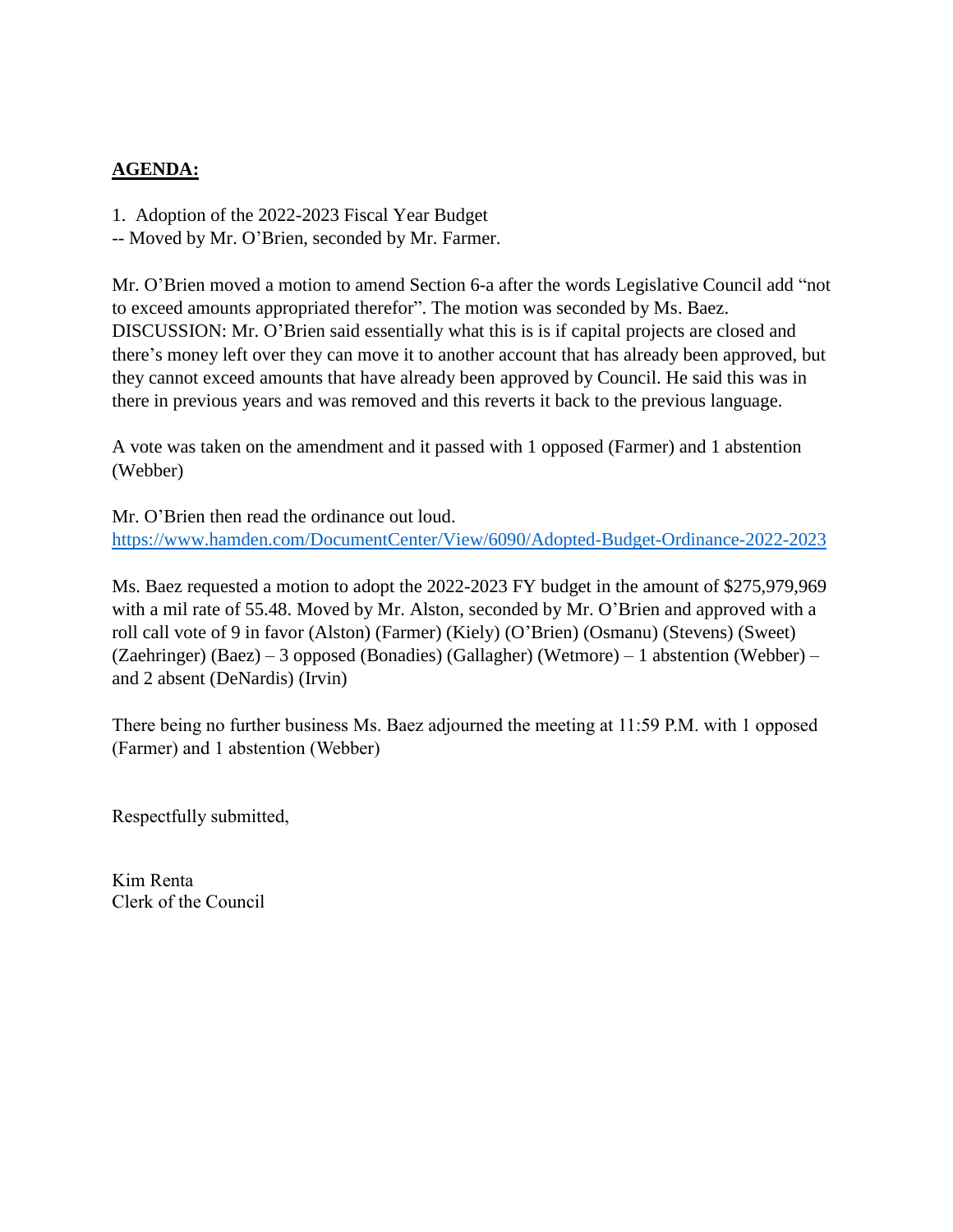**AGENDA:**

1. Adoption of the 2022-2023 Fiscal Year Budget
-- Moved by Mr. O'Brien, seconded by Mr. Farmer.

Mr. O'Brien moved a motion to amend Section 6-a after the words Legislative Council add "not to exceed amounts appropriated therefor". The motion was seconded by Ms. Baez. DISCUSSION: Mr. O'Brien said essentially what this is is if capital projects are closed and there's money left over they can move it to another account that has already been approved, but they cannot exceed amounts that have already been approved by Council. He said this was in there in previous years and was removed and this reverts it back to the previous language.

A vote was taken on the amendment and it passed with 1 opposed (Farmer) and 1 abstention (Webber)

Mr. O'Brien then read the ordinance out loud.
https://www.hamden.com/DocumentCenter/View/6090/Adopted-Budget-Ordinance-2022-2023

Ms. Baez requested a motion to adopt the 2022-2023 FY budget in the amount of $275,979,969 with a mil rate of 55.48. Moved by Mr. Alston, seconded by Mr. O'Brien and approved with a roll call vote of 9 in favor (Alston) (Farmer) (Kiely) (O'Brien) (Osmanu) (Stevens) (Sweet) (Zaehringer) (Baez) – 3 opposed (Bonadies) (Gallagher) (Wetmore) – 1 abstention (Webber) – and 2 absent (DeNardis) (Irvin)

There being no further business Ms. Baez adjourned the meeting at 11:59 P.M. with 1 opposed (Farmer) and 1 abstention (Webber)

Respectfully submitted,

Kim Renta
Clerk of the Council